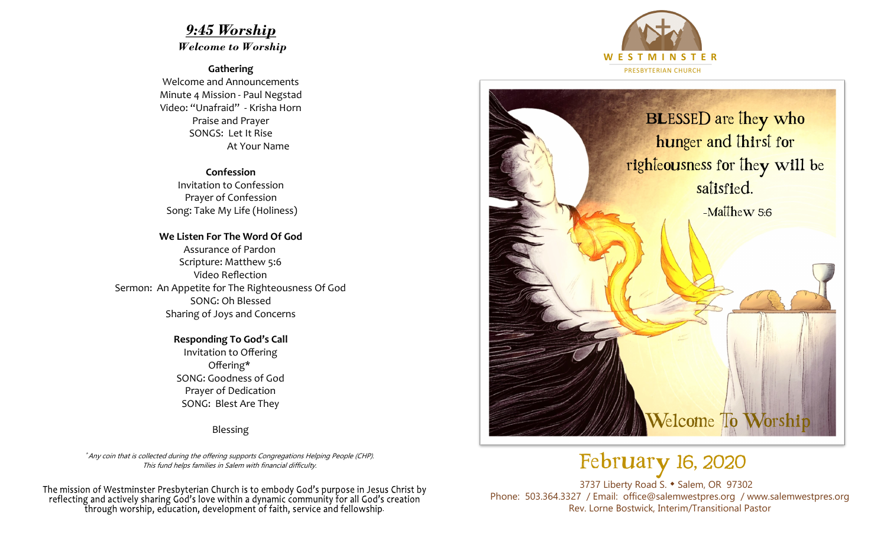## *9:45 Worship*

### *Welcome to Worship*

**Gathering**

Welcome and Announcements
Minute 4 Mission - Paul Negstad
Video: "Unafraid" - Krisha Horn
Praise and Prayer
SONGS: Let It Rise
At Your Name

**Confession**

Invitation to Confession
Prayer of Confession
Song: Take My Life (Holiness)

**We Listen For The Word Of God**

Assurance of Pardon
Scripture: Matthew 5:6
Video Reflection
Sermon: An Appetite for The Righteousness Of God
SONG: Oh Blessed
Sharing of Joys and Concerns

**Responding To God's Call**

Invitation to Offering
Offering*
SONG: Goodness of God
Prayer of Dedication
SONG: Blest Are They

Blessing

*\*Any coin that is collected during the offering supports Congregations Helping People (CHP). This fund helps families in Salem with financial difficulty.*

The mission of Westminster Presbyterian Church is to embody God's purpose in Jesus Christ by reflecting and actively sharing God's love within a dynamic community for all God's creation through worship, education, development of faith, service and fellowship.

WESTMINSTER
PRESBYTERIAN CHURCH

BLESSED are they who hunger and thirst for righteousness for they will be satisfied.
-Matthew 5:6

Welcome To Worship

# February 16, 2020

3737 Liberty Road S. • Salem, OR 97302
Phone: 503.364.3327 / Email: office@salemwestpres.org / www.salemwestpres.org
Rev. Lorne Bostwick, Interim/Transitional Pastor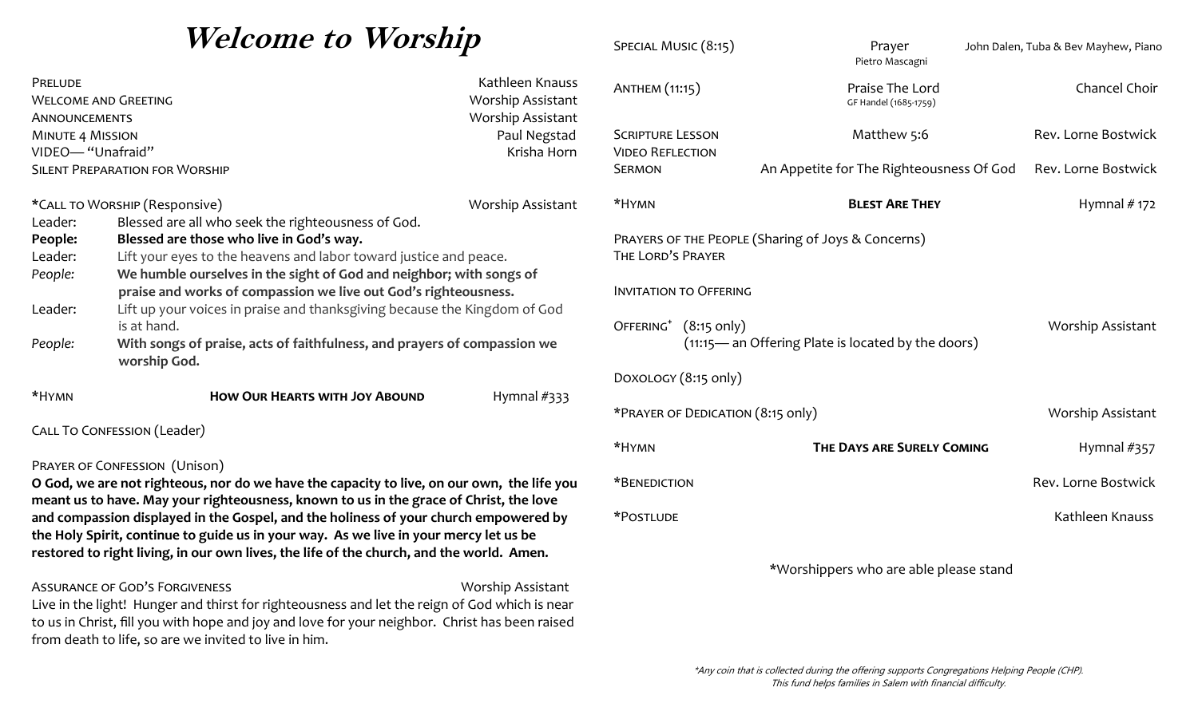# *Welcome to Worship*

PRELUDE — Kathleen Knauss
WELCOME AND GREETING — Worship Assistant
ANNOUNCEMENTS — Worship Assistant
MINUTE 4 MISSION — Paul Negstad
VIDEO— "Unafraid" — Krisha Horn
SILENT PREPARATION FOR WORSHIP

*CALL TO WORSHIP (Responsive) — Worship Assistant

Leader: Blessed are all who seek the righteousness of God.
**People: Blessed are those who live in God's way.**
Leader: Lift your eyes to the heavens and labor toward justice and peace.
*People:* **We humble ourselves in the sight of God and neighbor; with songs of praise and works of compassion we live out God's righteousness.**
Leader: Lift up your voices in praise and thanksgiving because the Kingdom of God is at hand.
*People:* **With songs of praise, acts of faithfulness, and prayers of compassion we worship God.**

*HYMN — **HOW OUR HEARTS WITH JOY ABOUND** — Hymnal #333

CALL TO CONFESSION (Leader)

PRAYER OF CONFESSION (Unison)
**O God, we are not righteous, nor do we have the capacity to live, on our own, the life you meant us to have. May your righteousness, known to us in the grace of Christ, the love and compassion displayed in the Gospel, and the holiness of your church empowered by the Holy Spirit, continue to guide us in your way. As we live in your mercy let us be restored to right living, in our own lives, the life of the church, and the world. Amen.**

ASSURANCE OF GOD'S FORGIVENESS — Worship Assistant
Live in the light! Hunger and thirst for righteousness and let the reign of God which is near to us in Christ, fill you with hope and joy and love for your neighbor. Christ has been raised from death to life, so are we invited to live in him.

SPECIAL MUSIC (8:15) — Prayer (Pietro Mascagni) — John Dalen, Tuba & Bev Mayhew, Piano

ANTHEM (11:15) — Praise The Lord (GF Handel (1685-1759)) — Chancel Choir

SCRIPTURE LESSON — Matthew 5:6 — Rev. Lorne Bostwick
VIDEO REFLECTION
SERMON — An Appetite for The Righteousness Of God — Rev. Lorne Bostwick

*HYMN — **BLEST ARE THEY** — Hymnal # 172

PRAYERS OF THE PEOPLE (Sharing of Joys & Concerns)
THE LORD'S PRAYER

INVITATION TO OFFERING

OFFERING+ (8:15 only) — Worship Assistant
(11:15— an Offering Plate is located by the doors)

DOXOLOGY (8:15 only)

*PRAYER OF DEDICATION (8:15 only) — Worship Assistant

*HYMN — **THE DAYS ARE SURELY COMING** — Hymnal #357

*BENEDICTION — Rev. Lorne Bostwick

*POSTLUDE — Kathleen Knauss

*Worshippers who are able please stand

*+Any coin that is collected during the offering supports Congregations Helping People (CHP). This fund helps families in Salem with financial difficulty.*